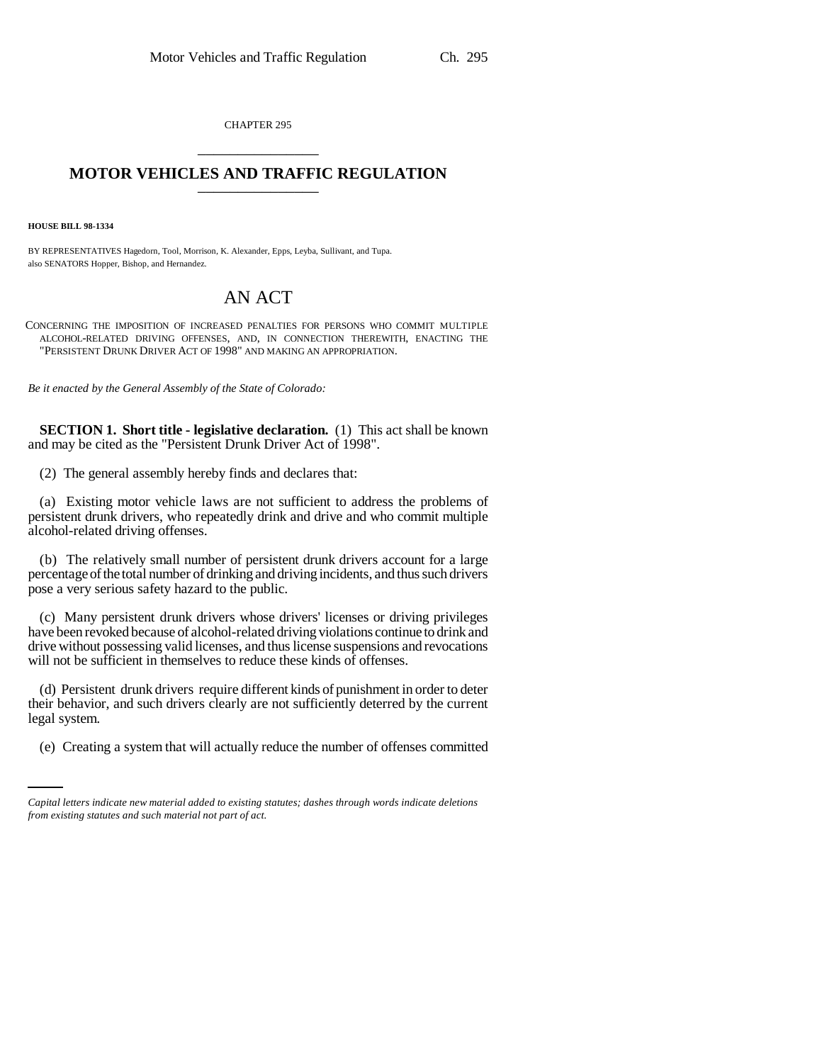CHAPTER 295

# MOTOR VEHICLES AND TRAFFIC REGULATION

**HOUSE BILL 98-1334**

BY REPRESENTATIVES Hagedorn, Tool, Morrison, K. Alexander, Epps, Leyba, Sullivant, and Tupa.
also SENATORS Hopper, Bishop, and Hernandez.

## AN ACT

CONCERNING THE IMPOSITION OF INCREASED PENALTIES FOR PERSONS WHO COMMIT MULTIPLE ALCOHOL-RELATED DRIVING OFFENSES, AND, IN CONNECTION THEREWITH, ENACTING THE "PERSISTENT DRUNK DRIVER ACT OF 1998" AND MAKING AN APPROPRIATION.

*Be it enacted by the General Assembly of the State of Colorado:*

**SECTION 1. Short title - legislative declaration.** (1) This act shall be known and may be cited as the "Persistent Drunk Driver Act of 1998".

(2) The general assembly hereby finds and declares that:

(a) Existing motor vehicle laws are not sufficient to address the problems of persistent drunk drivers, who repeatedly drink and drive and who commit multiple alcohol-related driving offenses.

(b) The relatively small number of persistent drunk drivers account for a large percentage of the total number of drinking and driving incidents, and thus such drivers pose a very serious safety hazard to the public.

(c) Many persistent drunk drivers whose drivers' licenses or driving privileges have been revoked because of alcohol-related driving violations continue to drink and drive without possessing valid licenses, and thus license suspensions and revocations will not be sufficient in themselves to reduce these kinds of offenses.

(d) Persistent drunk drivers require different kinds of punishment in order to deter their behavior, and such drivers clearly are not sufficiently deterred by the current legal system.

(e) Creating a system that will actually reduce the number of offenses committed

*Capital letters indicate new material added to existing statutes; dashes through words indicate deletions from existing statutes and such material not part of act.*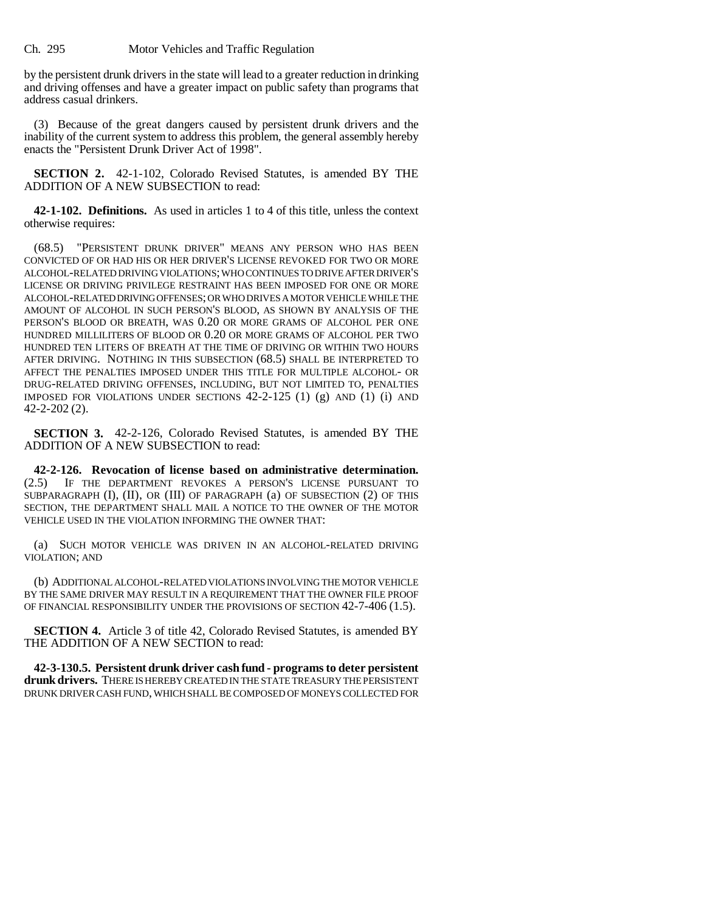by the persistent drunk drivers in the state will lead to a greater reduction in drinking and driving offenses and have a greater impact on public safety than programs that address casual drinkers.

(3) Because of the great dangers caused by persistent drunk drivers and the inability of the current system to address this problem, the general assembly hereby enacts the "Persistent Drunk Driver Act of 1998".

**SECTION 2.** 42-1-102, Colorado Revised Statutes, is amended BY THE ADDITION OF A NEW SUBSECTION to read:

**42-1-102. Definitions.** As used in articles 1 to 4 of this title, unless the context otherwise requires:

(68.5) "PERSISTENT DRUNK DRIVER" MEANS ANY PERSON WHO HAS BEEN CONVICTED OF OR HAD HIS OR HER DRIVER'S LICENSE REVOKED FOR TWO OR MORE ALCOHOL-RELATED DRIVING VIOLATIONS; WHO CONTINUES TO DRIVE AFTER DRIVER'S LICENSE OR DRIVING PRIVILEGE RESTRAINT HAS BEEN IMPOSED FOR ONE OR MORE ALCOHOL-RELATED DRIVING OFFENSES; OR WHO DRIVES A MOTOR VEHICLE WHILE THE AMOUNT OF ALCOHOL IN SUCH PERSON'S BLOOD, AS SHOWN BY ANALYSIS OF THE PERSON'S BLOOD OR BREATH, WAS 0.20 OR MORE GRAMS OF ALCOHOL PER ONE HUNDRED MILLILITERS OF BLOOD OR 0.20 OR MORE GRAMS OF ALCOHOL PER TWO HUNDRED TEN LITERS OF BREATH AT THE TIME OF DRIVING OR WITHIN TWO HOURS AFTER DRIVING. NOTHING IN THIS SUBSECTION (68.5) SHALL BE INTERPRETED TO AFFECT THE PENALTIES IMPOSED UNDER THIS TITLE FOR MULTIPLE ALCOHOL- OR DRUG-RELATED DRIVING OFFENSES, INCLUDING, BUT NOT LIMITED TO, PENALTIES IMPOSED FOR VIOLATIONS UNDER SECTIONS 42-2-125 (1) (g) AND (1) (i) AND 42-2-202 (2).

**SECTION 3.** 42-2-126, Colorado Revised Statutes, is amended BY THE ADDITION OF A NEW SUBSECTION to read:

**42-2-126. Revocation of license based on administrative determination.** (2.5) IF THE DEPARTMENT REVOKES A PERSON'S LICENSE PURSUANT TO SUBPARAGRAPH (I), (II), OR (III) OF PARAGRAPH (a) OF SUBSECTION (2) OF THIS SECTION, THE DEPARTMENT SHALL MAIL A NOTICE TO THE OWNER OF THE MOTOR VEHICLE USED IN THE VIOLATION INFORMING THE OWNER THAT:

(a) SUCH MOTOR VEHICLE WAS DRIVEN IN AN ALCOHOL-RELATED DRIVING VIOLATION; AND

(b) ADDITIONAL ALCOHOL-RELATED VIOLATIONS INVOLVING THE MOTOR VEHICLE BY THE SAME DRIVER MAY RESULT IN A REQUIREMENT THAT THE OWNER FILE PROOF OF FINANCIAL RESPONSIBILITY UNDER THE PROVISIONS OF SECTION 42-7-406 (1.5).

**SECTION 4.** Article 3 of title 42, Colorado Revised Statutes, is amended BY THE ADDITION OF A NEW SECTION to read:

**42-3-130.5. Persistent drunk driver cash fund - programs to deter persistent drunk drivers.** THERE IS HEREBY CREATED IN THE STATE TREASURY THE PERSISTENT DRUNK DRIVER CASH FUND, WHICH SHALL BE COMPOSED OF MONEYS COLLECTED FOR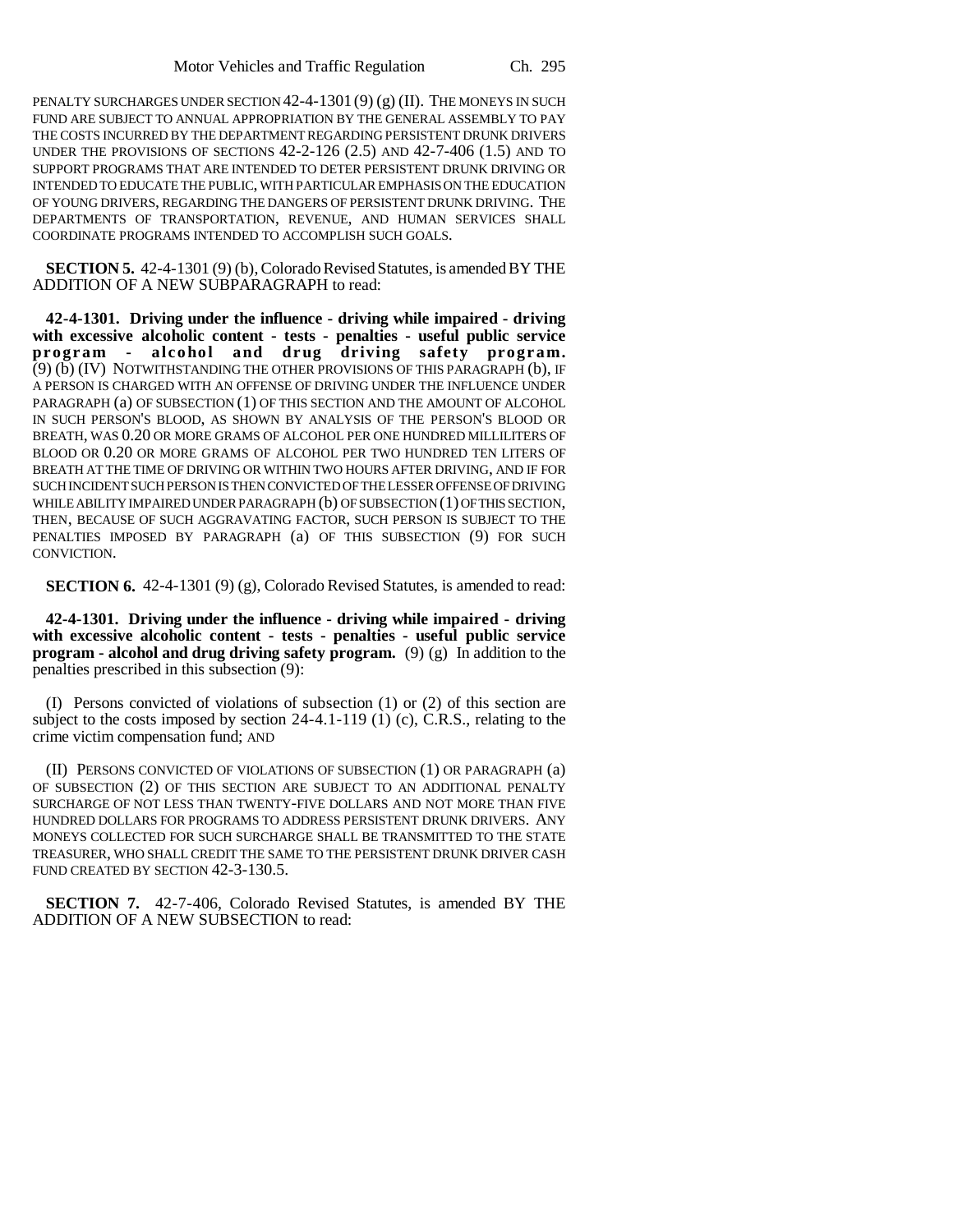PENALTY SURCHARGES UNDER SECTION 42-4-1301 (9) (g) (II). THE MONEYS IN SUCH FUND ARE SUBJECT TO ANNUAL APPROPRIATION BY THE GENERAL ASSEMBLY TO PAY THE COSTS INCURRED BY THE DEPARTMENT REGARDING PERSISTENT DRUNK DRIVERS UNDER THE PROVISIONS OF SECTIONS 42-2-126 (2.5) AND 42-7-406 (1.5) AND TO SUPPORT PROGRAMS THAT ARE INTENDED TO DETER PERSISTENT DRUNK DRIVING OR INTENDED TO EDUCATE THE PUBLIC, WITH PARTICULAR EMPHASIS ON THE EDUCATION OF YOUNG DRIVERS, REGARDING THE DANGERS OF PERSISTENT DRUNK DRIVING. THE DEPARTMENTS OF TRANSPORTATION, REVENUE, AND HUMAN SERVICES SHALL COORDINATE PROGRAMS INTENDED TO ACCOMPLISH SUCH GOALS.

**SECTION 5.** 42-4-1301 (9) (b), Colorado Revised Statutes, is amended BY THE ADDITION OF A NEW SUBPARAGRAPH to read:

**42-4-1301. Driving under the influence - driving while impaired - driving with excessive alcoholic content - tests - penalties - useful public service program - alcohol and drug driving safety program.** (9) (b) (IV) NOTWITHSTANDING THE OTHER PROVISIONS OF THIS PARAGRAPH (b), IF A PERSON IS CHARGED WITH AN OFFENSE OF DRIVING UNDER THE INFLUENCE UNDER PARAGRAPH (a) OF SUBSECTION (1) OF THIS SECTION AND THE AMOUNT OF ALCOHOL IN SUCH PERSON'S BLOOD, AS SHOWN BY ANALYSIS OF THE PERSON'S BLOOD OR BREATH, WAS 0.20 OR MORE GRAMS OF ALCOHOL PER ONE HUNDRED MILLILITERS OF BLOOD OR 0.20 OR MORE GRAMS OF ALCOHOL PER TWO HUNDRED TEN LITERS OF BREATH AT THE TIME OF DRIVING OR WITHIN TWO HOURS AFTER DRIVING, AND IF FOR SUCH INCIDENT SUCH PERSON IS THEN CONVICTED OF THE LESSER OFFENSE OF DRIVING WHILE ABILITY IMPAIRED UNDER PARAGRAPH (b) OF SUBSECTION (1) OF THIS SECTION, THEN, BECAUSE OF SUCH AGGRAVATING FACTOR, SUCH PERSON IS SUBJECT TO THE PENALTIES IMPOSED BY PARAGRAPH (a) OF THIS SUBSECTION (9) FOR SUCH CONVICTION.

**SECTION 6.** 42-4-1301 (9) (g), Colorado Revised Statutes, is amended to read:

**42-4-1301. Driving under the influence - driving while impaired - driving with excessive alcoholic content - tests - penalties - useful public service program - alcohol and drug driving safety program.** (9) (g) In addition to the penalties prescribed in this subsection (9):

(I) Persons convicted of violations of subsection (1) or (2) of this section are subject to the costs imposed by section 24-4.1-119 (1) (c), C.R.S., relating to the crime victim compensation fund; AND

(II) PERSONS CONVICTED OF VIOLATIONS OF SUBSECTION (1) OR PARAGRAPH (a) OF SUBSECTION (2) OF THIS SECTION ARE SUBJECT TO AN ADDITIONAL PENALTY SURCHARGE OF NOT LESS THAN TWENTY-FIVE DOLLARS AND NOT MORE THAN FIVE HUNDRED DOLLARS FOR PROGRAMS TO ADDRESS PERSISTENT DRUNK DRIVERS. ANY MONEYS COLLECTED FOR SUCH SURCHARGE SHALL BE TRANSMITTED TO THE STATE TREASURER, WHO SHALL CREDIT THE SAME TO THE PERSISTENT DRUNK DRIVER CASH FUND CREATED BY SECTION 42-3-130.5.

**SECTION 7.** 42-7-406, Colorado Revised Statutes, is amended BY THE ADDITION OF A NEW SUBSECTION to read: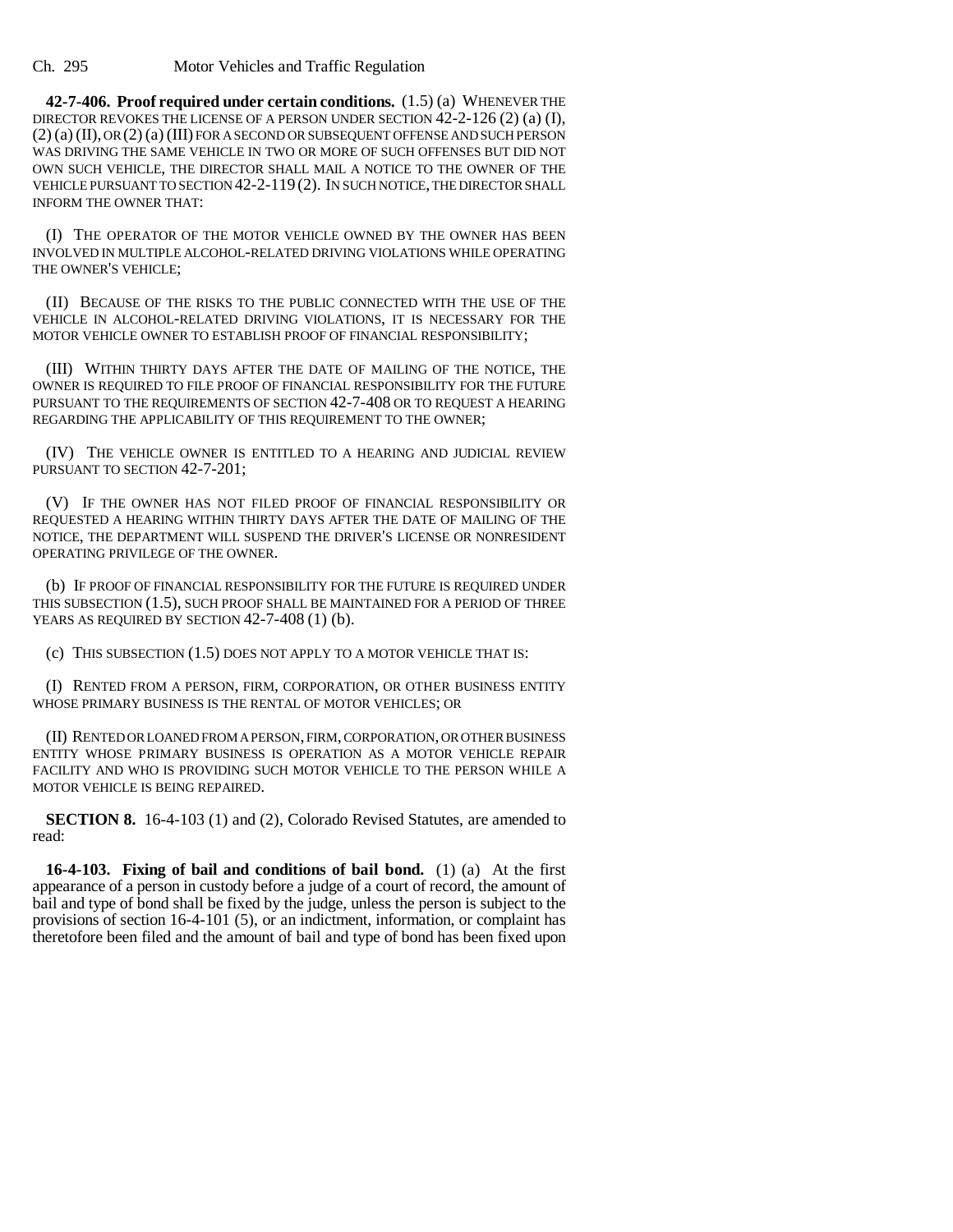**42-7-406. Proof required under certain conditions.** (1.5) (a) WHENEVER THE DIRECTOR REVOKES THE LICENSE OF A PERSON UNDER SECTION 42-2-126 (2) (a) (I), (2) (a) (II), OR (2) (a) (III) FOR A SECOND OR SUBSEQUENT OFFENSE AND SUCH PERSON WAS DRIVING THE SAME VEHICLE IN TWO OR MORE OF SUCH OFFENSES BUT DID NOT OWN SUCH VEHICLE, THE DIRECTOR SHALL MAIL A NOTICE TO THE OWNER OF THE VEHICLE PURSUANT TO SECTION 42-2-119 (2). IN SUCH NOTICE, THE DIRECTOR SHALL INFORM THE OWNER THAT:

(I) THE OPERATOR OF THE MOTOR VEHICLE OWNED BY THE OWNER HAS BEEN INVOLVED IN MULTIPLE ALCOHOL-RELATED DRIVING VIOLATIONS WHILE OPERATING THE OWNER'S VEHICLE;

(II) BECAUSE OF THE RISKS TO THE PUBLIC CONNECTED WITH THE USE OF THE VEHICLE IN ALCOHOL-RELATED DRIVING VIOLATIONS, IT IS NECESSARY FOR THE MOTOR VEHICLE OWNER TO ESTABLISH PROOF OF FINANCIAL RESPONSIBILITY;

(III) WITHIN THIRTY DAYS AFTER THE DATE OF MAILING OF THE NOTICE, THE OWNER IS REQUIRED TO FILE PROOF OF FINANCIAL RESPONSIBILITY FOR THE FUTURE PURSUANT TO THE REQUIREMENTS OF SECTION 42-7-408 OR TO REQUEST A HEARING REGARDING THE APPLICABILITY OF THIS REQUIREMENT TO THE OWNER;

(IV) THE VEHICLE OWNER IS ENTITLED TO A HEARING AND JUDICIAL REVIEW PURSUANT TO SECTION 42-7-201;

(V) IF THE OWNER HAS NOT FILED PROOF OF FINANCIAL RESPONSIBILITY OR REQUESTED A HEARING WITHIN THIRTY DAYS AFTER THE DATE OF MAILING OF THE NOTICE, THE DEPARTMENT WILL SUSPEND THE DRIVER'S LICENSE OR NONRESIDENT OPERATING PRIVILEGE OF THE OWNER.

(b) IF PROOF OF FINANCIAL RESPONSIBILITY FOR THE FUTURE IS REQUIRED UNDER THIS SUBSECTION (1.5), SUCH PROOF SHALL BE MAINTAINED FOR A PERIOD OF THREE YEARS AS REQUIRED BY SECTION 42-7-408 (1) (b).

(c) THIS SUBSECTION (1.5) DOES NOT APPLY TO A MOTOR VEHICLE THAT IS:

(I) RENTED FROM A PERSON, FIRM, CORPORATION, OR OTHER BUSINESS ENTITY WHOSE PRIMARY BUSINESS IS THE RENTAL OF MOTOR VEHICLES; OR

(II) RENTED OR LOANED FROM A PERSON, FIRM, CORPORATION, OR OTHER BUSINESS ENTITY WHOSE PRIMARY BUSINESS IS OPERATION AS A MOTOR VEHICLE REPAIR FACILITY AND WHO IS PROVIDING SUCH MOTOR VEHICLE TO THE PERSON WHILE A MOTOR VEHICLE IS BEING REPAIRED.

**SECTION 8.** 16-4-103 (1) and (2), Colorado Revised Statutes, are amended to read:

**16-4-103. Fixing of bail and conditions of bail bond.** (1) (a) At the first appearance of a person in custody before a judge of a court of record, the amount of bail and type of bond shall be fixed by the judge, unless the person is subject to the provisions of section 16-4-101 (5), or an indictment, information, or complaint has theretofore been filed and the amount of bail and type of bond has been fixed upon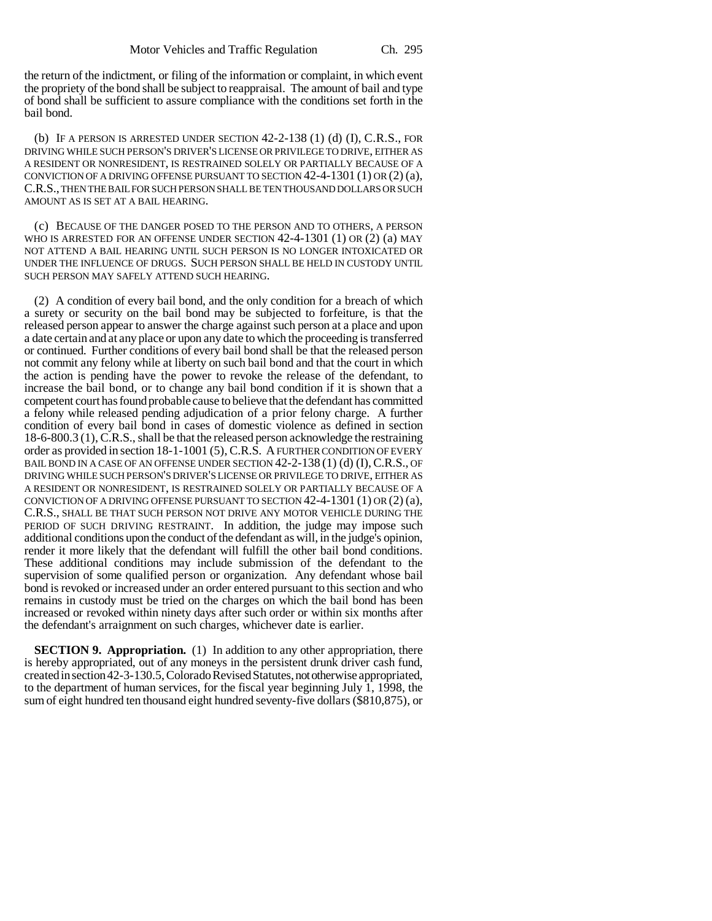the return of the indictment, or filing of the information or complaint, in which event the propriety of the bond shall be subject to reappraisal. The amount of bail and type of bond shall be sufficient to assure compliance with the conditions set forth in the bail bond.

(b) IF A PERSON IS ARRESTED UNDER SECTION 42-2-138 (1) (d) (I), C.R.S., FOR DRIVING WHILE SUCH PERSON'S DRIVER'S LICENSE OR PRIVILEGE TO DRIVE, EITHER AS A RESIDENT OR NONRESIDENT, IS RESTRAINED SOLELY OR PARTIALLY BECAUSE OF A CONVICTION OF A DRIVING OFFENSE PURSUANT TO SECTION 42-4-1301 (1) OR (2) (a), C.R.S., THEN THE BAIL FOR SUCH PERSON SHALL BE TEN THOUSAND DOLLARS OR SUCH AMOUNT AS IS SET AT A BAIL HEARING.

(c) BECAUSE OF THE DANGER POSED TO THE PERSON AND TO OTHERS, A PERSON WHO IS ARRESTED FOR AN OFFENSE UNDER SECTION 42-4-1301 (1) OR (2) (a) MAY NOT ATTEND A BAIL HEARING UNTIL SUCH PERSON IS NO LONGER INTOXICATED OR UNDER THE INFLUENCE OF DRUGS. SUCH PERSON SHALL BE HELD IN CUSTODY UNTIL SUCH PERSON MAY SAFELY ATTEND SUCH HEARING.

(2) A condition of every bail bond, and the only condition for a breach of which a surety or security on the bail bond may be subjected to forfeiture, is that the released person appear to answer the charge against such person at a place and upon a date certain and at any place or upon any date to which the proceeding is transferred or continued. Further conditions of every bail bond shall be that the released person not commit any felony while at liberty on such bail bond and that the court in which the action is pending have the power to revoke the release of the defendant, to increase the bail bond, or to change any bail bond condition if it is shown that a competent court has found probable cause to believe that the defendant has committed a felony while released pending adjudication of a prior felony charge. A further condition of every bail bond in cases of domestic violence as defined in section 18-6-800.3 (1), C.R.S., shall be that the released person acknowledge the restraining order as provided in section 18-1-1001 (5), C.R.S. A FURTHER CONDITION OF EVERY BAIL BOND IN A CASE OF AN OFFENSE UNDER SECTION 42-2-138 (1) (d) (I), C.R.S., OF DRIVING WHILE SUCH PERSON'S DRIVER'S LICENSE OR PRIVILEGE TO DRIVE, EITHER AS A RESIDENT OR NONRESIDENT, IS RESTRAINED SOLELY OR PARTIALLY BECAUSE OF A CONVICTION OF A DRIVING OFFENSE PURSUANT TO SECTION 42-4-1301 (1) OR (2) (a), C.R.S., SHALL BE THAT SUCH PERSON NOT DRIVE ANY MOTOR VEHICLE DURING THE PERIOD OF SUCH DRIVING RESTRAINT. In addition, the judge may impose such additional conditions upon the conduct of the defendant as will, in the judge's opinion, render it more likely that the defendant will fulfill the other bail bond conditions. These additional conditions may include submission of the defendant to the supervision of some qualified person or organization. Any defendant whose bail bond is revoked or increased under an order entered pursuant to this section and who remains in custody must be tried on the charges on which the bail bond has been increased or revoked within ninety days after such order or within six months after the defendant's arraignment on such charges, whichever date is earlier.

**SECTION 9. Appropriation.** (1) In addition to any other appropriation, there is hereby appropriated, out of any moneys in the persistent drunk driver cash fund, created in section 42-3-130.5, Colorado Revised Statutes, not otherwise appropriated, to the department of human services, for the fiscal year beginning July 1, 1998, the sum of eight hundred ten thousand eight hundred seventy-five dollars ($810,875), or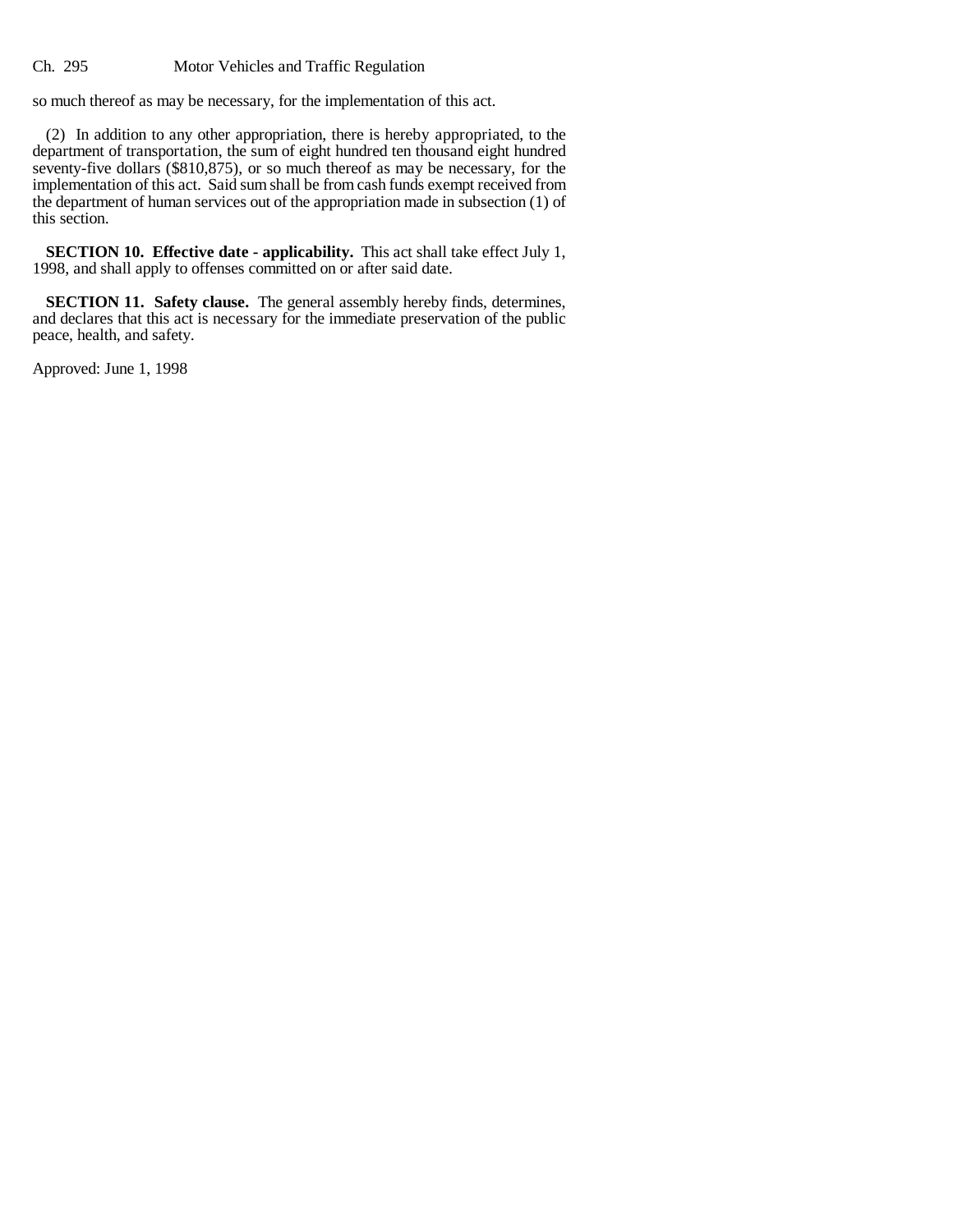so much thereof as may be necessary, for the implementation of this act.

(2) In addition to any other appropriation, there is hereby appropriated, to the department of transportation, the sum of eight hundred ten thousand eight hundred seventy-five dollars ($810,875), or so much thereof as may be necessary, for the implementation of this act. Said sum shall be from cash funds exempt received from the department of human services out of the appropriation made in subsection (1) of this section.

**SECTION 10. Effective date - applicability.** This act shall take effect July 1, 1998, and shall apply to offenses committed on or after said date.

**SECTION 11. Safety clause.** The general assembly hereby finds, determines, and declares that this act is necessary for the immediate preservation of the public peace, health, and safety.

Approved: June 1, 1998